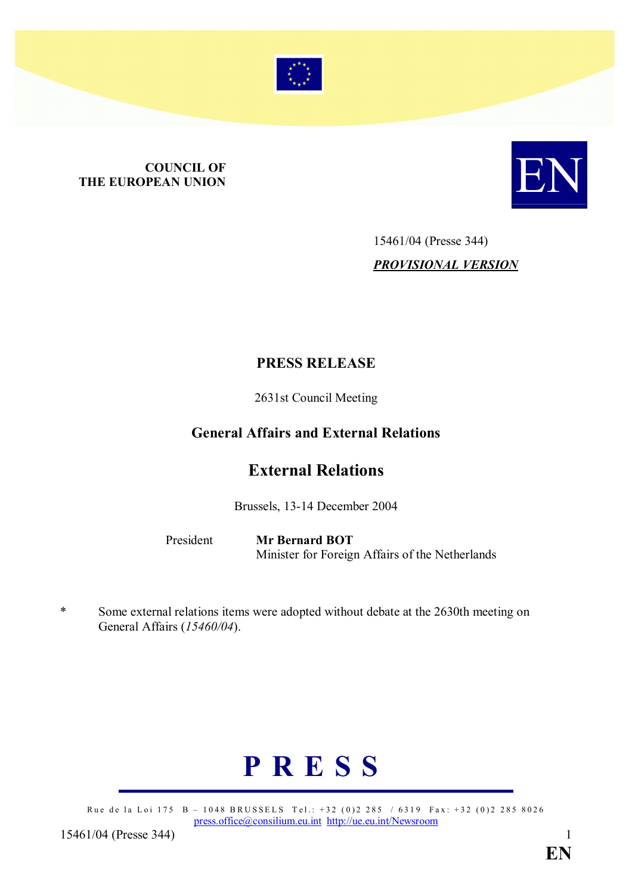**COUNCIL OF THE EUROPEAN UNION**

EN

15461/04 (Presse 344)

***PROVISIONAL VERSION***

# PRESS RELEASE

2631st Council Meeting

## General Affairs and External Relations

## External Relations

Brussels, 13-14 December 2004

President **Mr Bernard BOT**
Minister for Foreign Affairs of the Netherlands

\* Some external relations items were adopted without debate at the 2630th meeting on General Affairs (*15460/04*).

**P R E S S**

Rue de la Loi 175 B – 1048 BRUSSELS Tel.: +32 (0)2 285 / 6319 Fax: +32 (0)2 285 8026
press.office@consilium.eu.int http://ue.eu.int/Newsroom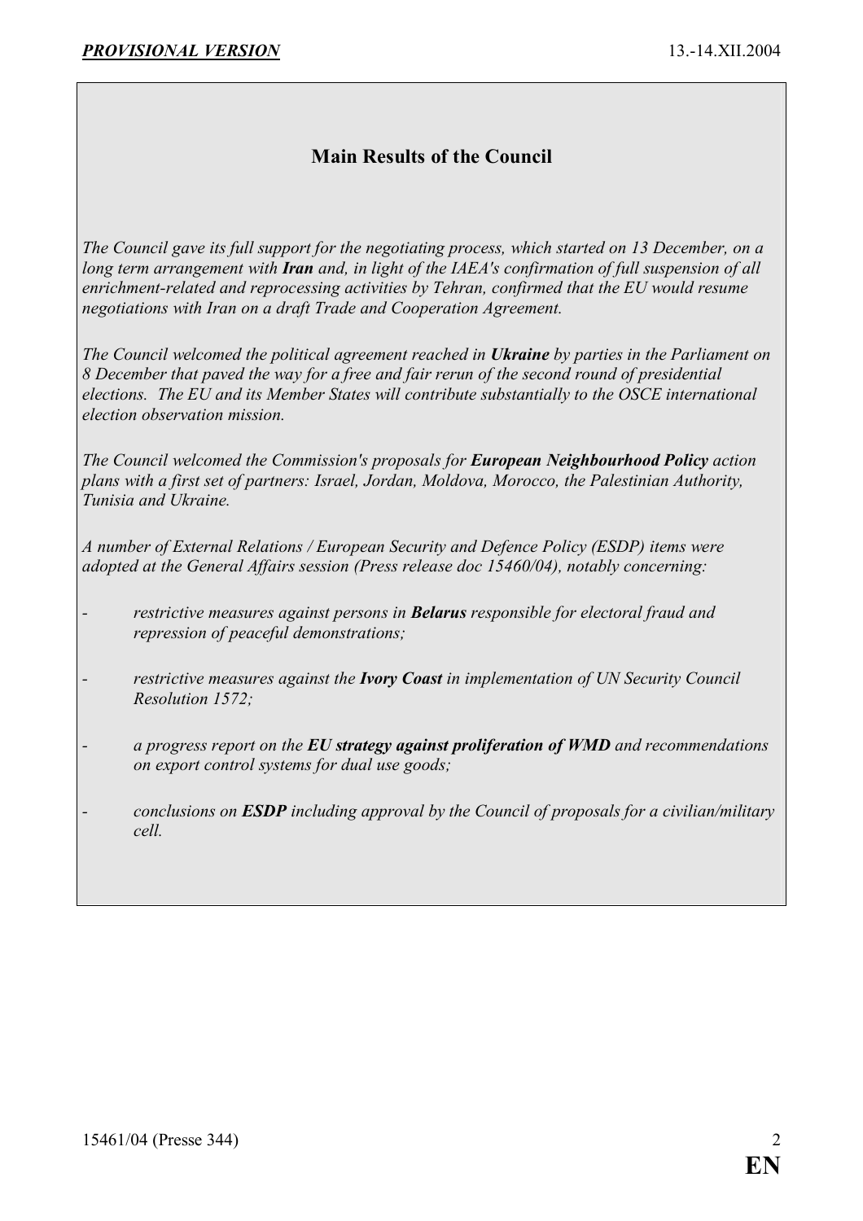## Main Results of the Council

*The Council gave its full support for the negotiating process, which started on 13 December, on a long term arrangement with **Iran** and, in light of the IAEA's confirmation of full suspension of all enrichment-related and reprocessing activities by Tehran, confirmed that the EU would resume negotiations with Iran on a draft Trade and Cooperation Agreement.*

*The Council welcomed the political agreement reached in **Ukraine** by parties in the Parliament on 8 December that paved the way for a free and fair rerun of the second round of presidential elections. The EU and its Member States will contribute substantially to the OSCE international election observation mission.*

*The Council welcomed the Commission's proposals for **European Neighbourhood Policy** action plans with a first set of partners: Israel, Jordan, Moldova, Morocco, the Palestinian Authority, Tunisia and Ukraine.*

*A number of External Relations / European Security and Defence Policy (ESDP) items were adopted at the General Affairs session (Press release doc 15460/04), notably concerning:*

- *restrictive measures against persons in **Belarus** responsible for electoral fraud and repression of peaceful demonstrations;*
- *restrictive measures against the **Ivory Coast** in implementation of UN Security Council Resolution 1572;*
- *a progress report on the **EU strategy against proliferation of WMD** and recommendations on export control systems for dual use goods;*
- *conclusions on **ESDP** including approval by the Council of proposals for a civilian/military cell.*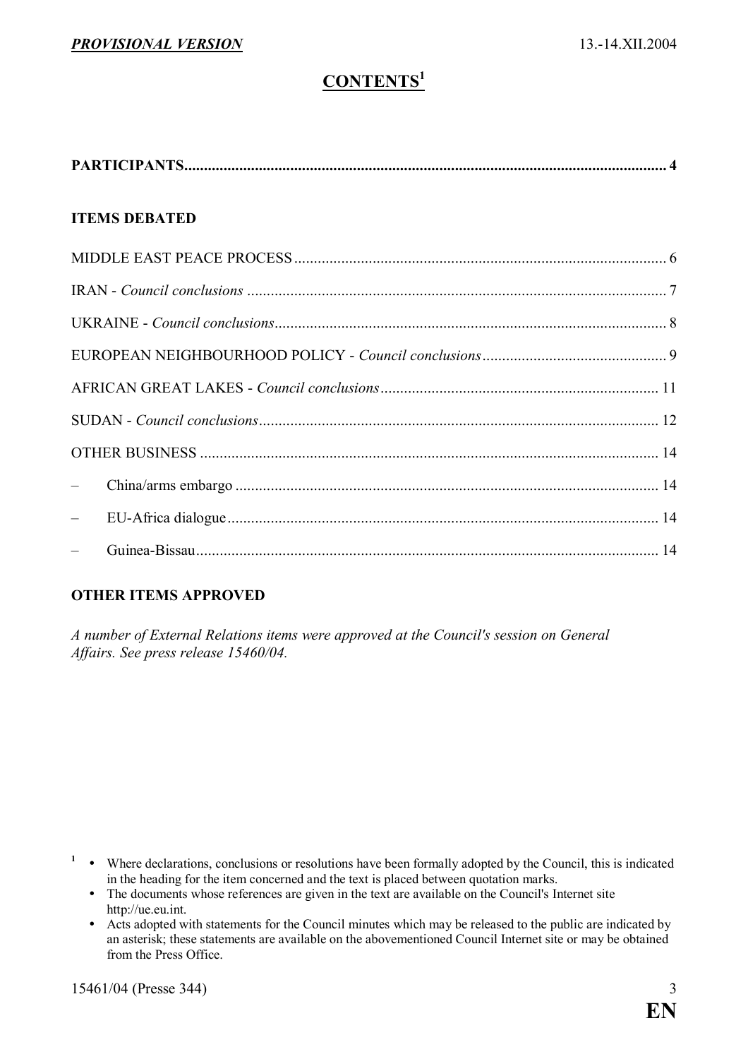# CONTENTS[1]

**PARTICIPANTS** .......... 4

**ITEMS DEBATED**

MIDDLE EAST PEACE PROCESS .......... 6

IRAN - *Council conclusions* .......... 7

UKRAINE - *Council conclusions* .......... 8

EUROPEAN NEIGHBOURHOOD POLICY - *Council conclusions* .......... 9

AFRICAN GREAT LAKES - *Council conclusions* .......... 11

SUDAN - *Council conclusions* .......... 12

OTHER BUSINESS .......... 14

– China/arms embargo .......... 14

– EU-Africa dialogue .......... 14

– Guinea-Bissau .......... 14

**OTHER ITEMS APPROVED**

*A number of External Relations items were approved at the Council's session on General Affairs. See press release 15460/04.*

---

[1]
- Where declarations, conclusions or resolutions have been formally adopted by the Council, this is indicated in the heading for the item concerned and the text is placed between quotation marks.
- The documents whose references are given in the text are available on the Council's Internet site http://ue.eu.int.
- Acts adopted with statements for the Council minutes which may be released to the public are indicated by an asterisk; these statements are available on the abovementioned Council Internet site or may be obtained from the Press Office.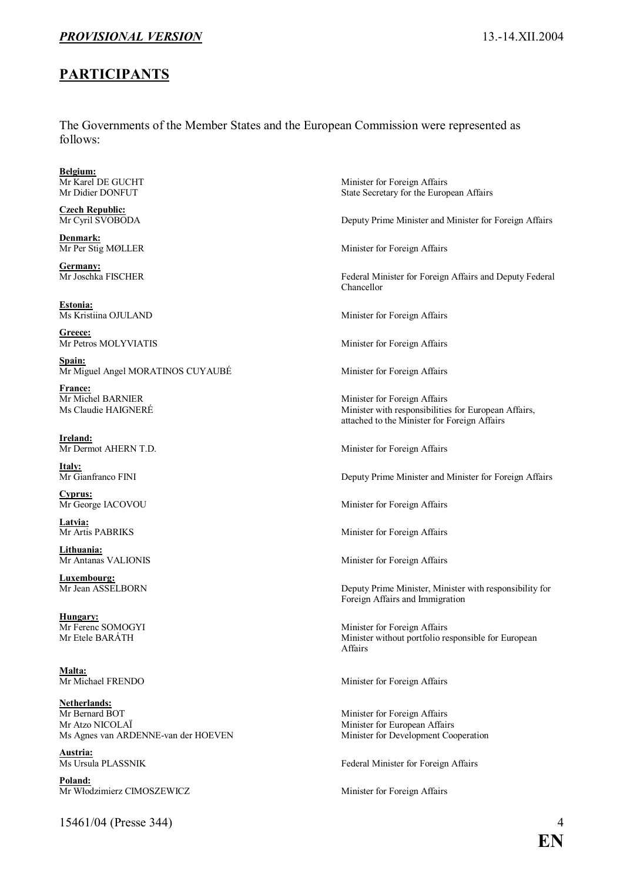## PARTICIPANTS

The Governments of the Member States and the European Commission were represented as follows:

**Belgium:**
Mr Karel DE GUCHT — Minister for Foreign Affairs
Mr Didier DONFUT — State Secretary for the European Affairs

**Czech Republic:**
Mr Cyril SVOBODA — Deputy Prime Minister and Minister for Foreign Affairs

**Denmark:**
Mr Per Stig MØLLER — Minister for Foreign Affairs

**Germany:**
Mr Joschka FISCHER — Federal Minister for Foreign Affairs and Deputy Federal Chancellor

**Estonia:**
Ms Kristiina OJULAND — Minister for Foreign Affairs

**Greece:**
Mr Petros MOLYVIATIS — Minister for Foreign Affairs

**Spain:**
Mr Miguel Angel MORATINOS CUYAUBÉ — Minister for Foreign Affairs

**France:**
Mr Michel BARNIER — Minister for Foreign Affairs
Ms Claudie HAIGNERÉ — Minister with responsibilities for European Affairs, attached to the Minister for Foreign Affairs

**Ireland:**
Mr Dermot AHERN T.D. — Minister for Foreign Affairs

**Italy:**
Mr Gianfranco FINI — Deputy Prime Minister and Minister for Foreign Affairs

**Cyprus:**
Mr George IACOVOU — Minister for Foreign Affairs

**Latvia:**
Mr Artis PABRIKS — Minister for Foreign Affairs

**Lithuania:**
Mr Antanas VALIONIS — Minister for Foreign Affairs

**Luxembourg:**
Mr Jean ASSELBORN — Deputy Prime Minister, Minister with responsibility for Foreign Affairs and Immigration

**Hungary:**
Mr Ferenc SOMOGYI — Minister for Foreign Affairs
Mr Etele BARÁTH — Minister without portfolio responsible for European Affairs

**Malta:**
Mr Michael FRENDO — Minister for Foreign Affairs

**Netherlands:**
Mr Bernard BOT — Minister for Foreign Affairs
Mr Atzo NICOLAÏ — Minister for European Affairs
Ms Agnes van ARDENNE-van der HOEVEN — Minister for Development Cooperation

**Austria:**
Ms Ursula PLASSNIK — Federal Minister for Foreign Affairs

**Poland:**
Mr Włodzimierz CIMOSZEWICZ — Minister for Foreign Affairs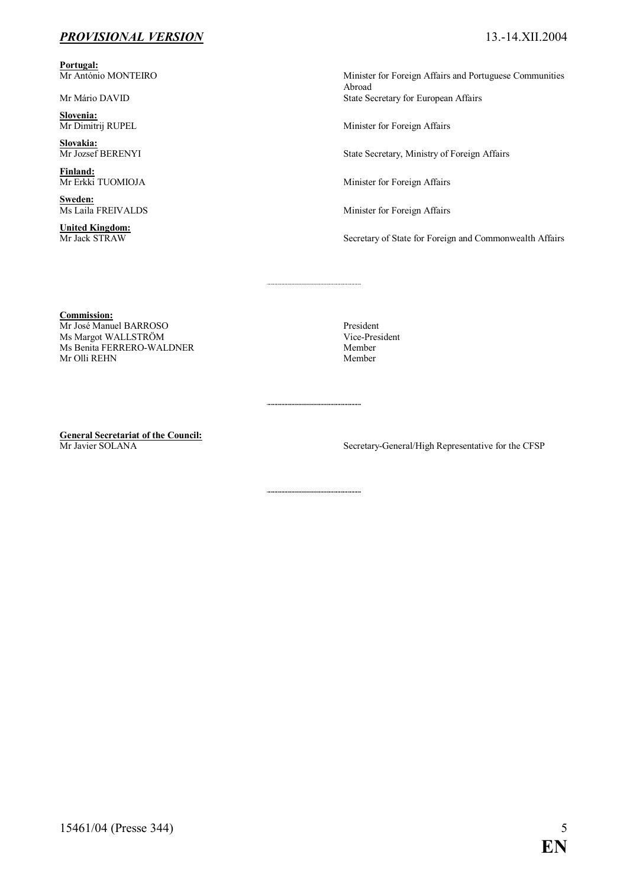**Portugal:**

| | |
|---|---|
| Mr António MONTEIRO | Minister for Foreign Affairs and Portuguese Communities Abroad |
| Mr Mário DAVID | State Secretary for European Affairs |

**Slovenia:**

| | |
|---|---|
| Mr Dimitrij RUPEL | Minister for Foreign Affairs |

**Slovakia:**

| | |
|---|---|
| Mr Jozsef BERENYI | State Secretary, Ministry of Foreign Affairs |

**Finland:**

| | |
|---|---|
| Mr Erkki TUOMIOJA | Minister for Foreign Affairs |

**Sweden:**

| | |
|---|---|
| Ms Laila FREIVALDS | Minister for Foreign Affairs |

**United Kingdom:**

| | |
|---|---|
| Mr Jack STRAW | Secretary of State for Foreign and Commonwealth Affairs |

---

**Commission:**

| | |
|---|---|
| Mr José Manuel BARROSO | President |
| Ms Margot WALLSTRÖM | Vice-President |
| Ms Benita FERRERO-WALDNER | Member |
| Mr Olli REHN | Member |

---

**General Secretariat of the Council:**

| | |
|---|---|
| Mr Javier SOLANA | Secretary-General/High Representative for the CFSP |

---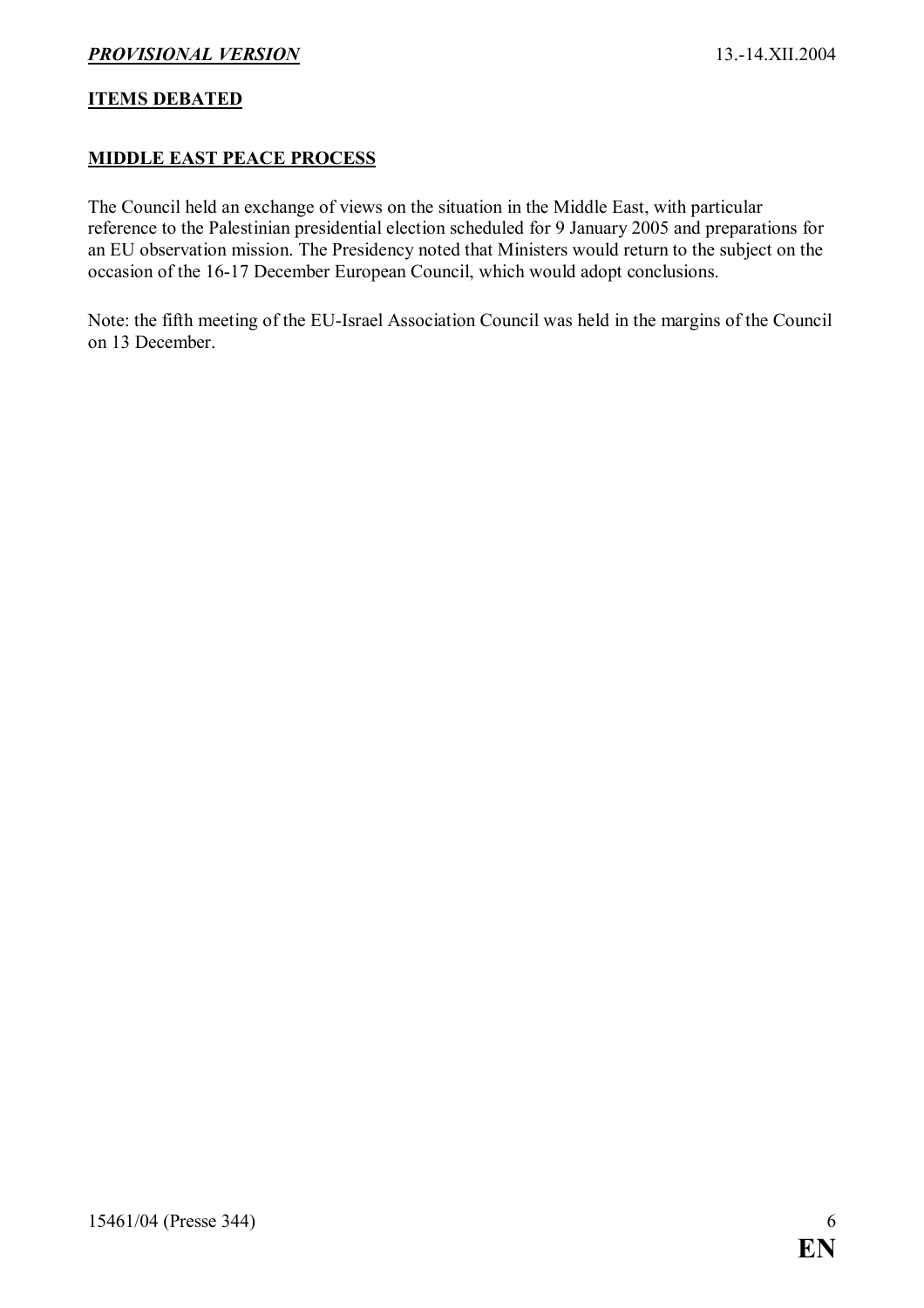## ITEMS DEBATED

### MIDDLE EAST PEACE PROCESS

The Council held an exchange of views on the situation in the Middle East, with particular reference to the Palestinian presidential election scheduled for 9 January 2005 and preparations for an EU observation mission. The Presidency noted that Ministers would return to the subject on the occasion of the 16-17 December European Council, which would adopt conclusions.

Note: the fifth meeting of the EU-Israel Association Council was held in the margins of the Council on 13 December.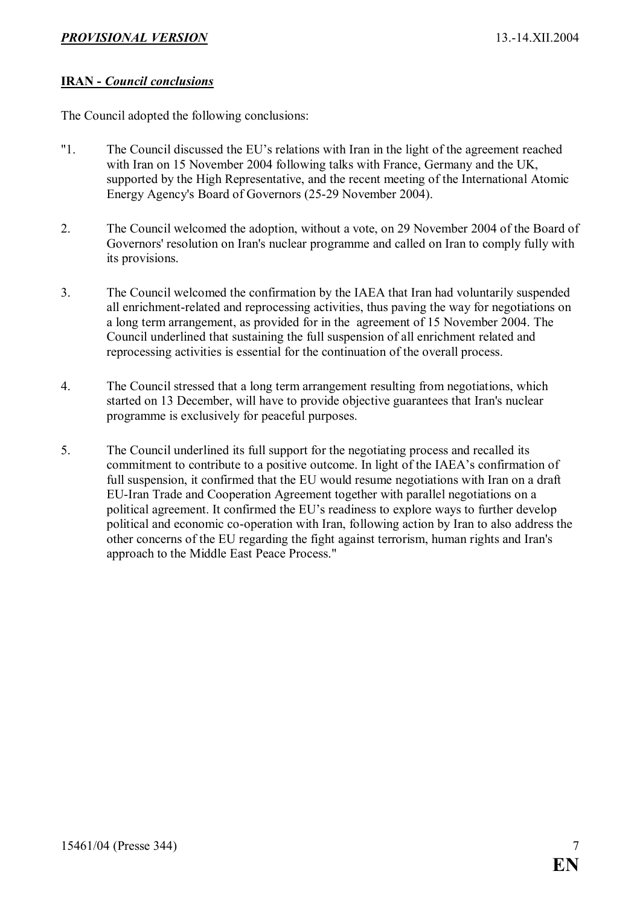**IRAN - *Council conclusions***

The Council adopted the following conclusions:

"1. The Council discussed the EU's relations with Iran in the light of the agreement reached with Iran on 15 November 2004 following talks with France, Germany and the UK, supported by the High Representative, and the recent meeting of the International Atomic Energy Agency's Board of Governors (25-29 November 2004).

2. The Council welcomed the adoption, without a vote, on 29 November 2004 of the Board of Governors' resolution on Iran's nuclear programme and called on Iran to comply fully with its provisions.

3. The Council welcomed the confirmation by the IAEA that Iran had voluntarily suspended all enrichment-related and reprocessing activities, thus paving the way for negotiations on a long term arrangement, as provided for in the agreement of 15 November 2004. The Council underlined that sustaining the full suspension of all enrichment related and reprocessing activities is essential for the continuation of the overall process.

4. The Council stressed that a long term arrangement resulting from negotiations, which started on 13 December, will have to provide objective guarantees that Iran's nuclear programme is exclusively for peaceful purposes.

5. The Council underlined its full support for the negotiating process and recalled its commitment to contribute to a positive outcome. In light of the IAEA's confirmation of full suspension, it confirmed that the EU would resume negotiations with Iran on a draft EU-Iran Trade and Cooperation Agreement together with parallel negotiations on a political agreement. It confirmed the EU's readiness to explore ways to further develop political and economic co-operation with Iran, following action by Iran to also address the other concerns of the EU regarding the fight against terrorism, human rights and Iran's approach to the Middle East Peace Process."